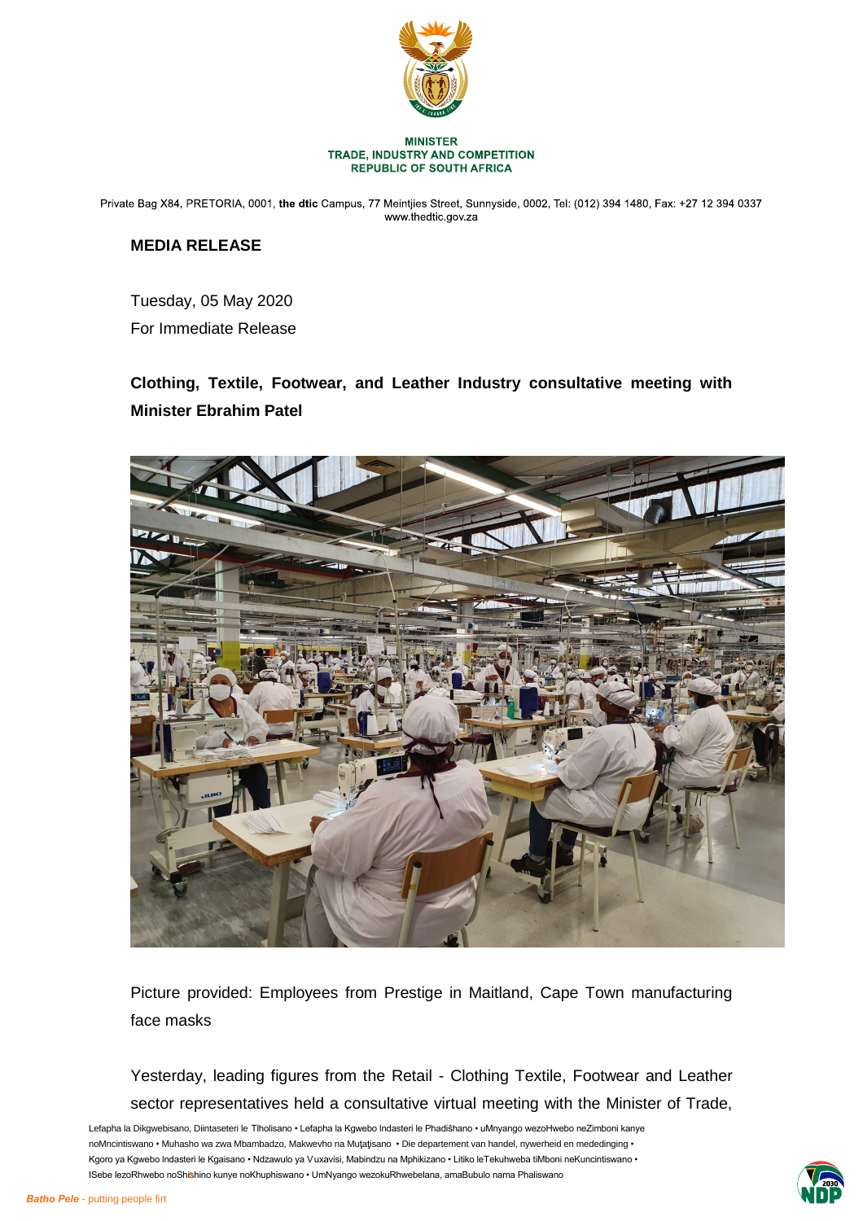**MINISTER**
**TRADE, INDUSTRY AND COMPETITION**
**REPUBLIC OF SOUTH AFRICA**

Private Bag X84, PRETORIA, 0001, **the dtic** Campus, 77 Meintjies Street, Sunnyside, 0002, Tel: (012) 394 1480, Fax: +27 12 394 0337
www.thedtic.gov.za

## MEDIA RELEASE

Tuesday, 05 May 2020

For Immediate Release

### Clothing, Textile, Footwear, and Leather Industry consultative meeting with Minister Ebrahim Patel

Picture provided: Employees from Prestige in Maitland, Cape Town manufacturing face masks

Yesterday, leading figures from the Retail - Clothing Textile, Footwear and Leather sector representatives held a consultative virtual meeting with the Minister of Trade,

Lefapha la Dikgwebisano, Diintaseteri le Tlholisano • Lefapha la Kgwebo Indasteri le Phadišhano • uMnyango wezoHwebo neZimboni kanye noMncintiswano • Muhasho wa zwa Mbambadzo, Makwevho na Muṱaṱisano • Die departement van handel, nywerheid en mededinging • Kgoro ya Kgwebo Indasteri le Kgaisano • Ndzawulo ya Vuxavisi, Mabindzu na Mphikizano • Litiko leTekuhweba tiMboni neKuncintiswano • ISebe lezoRhwebo noShishino kunye noKhuphiswano • UmNyango wezokuRhwebelana, amaBubulo nama Phaliswano

*Batho Pele* - putting people firt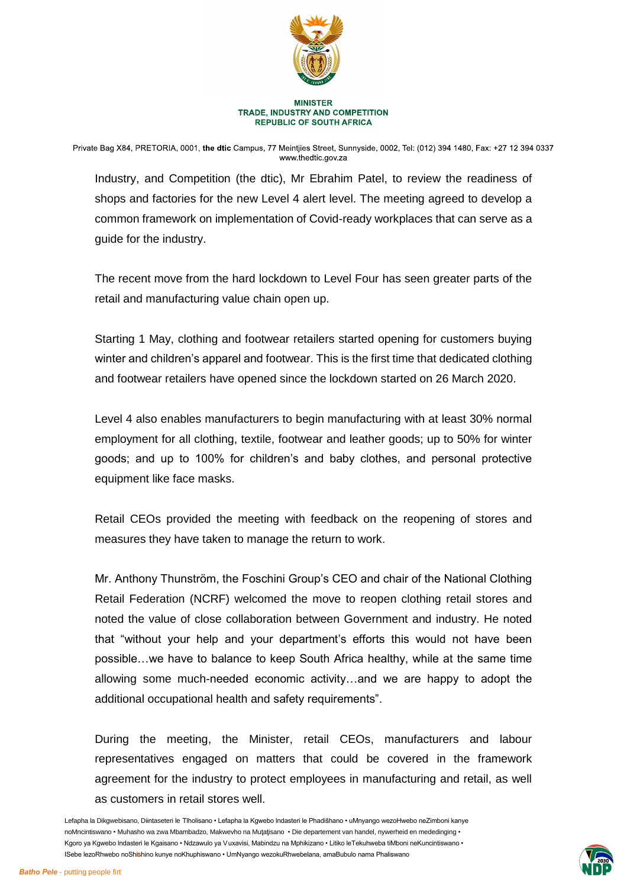Industry, and Competition (the dtic), Mr Ebrahim Patel, to review the readiness of shops and factories for the new Level 4 alert level. The meeting agreed to develop a common framework on implementation of Covid-ready workplaces that can serve as a guide for the industry.

The recent move from the hard lockdown to Level Four has seen greater parts of the retail and manufacturing value chain open up.

Starting 1 May, clothing and footwear retailers started opening for customers buying winter and children's apparel and footwear. This is the first time that dedicated clothing and footwear retailers have opened since the lockdown started on 26 March 2020.

Level 4 also enables manufacturers to begin manufacturing with at least 30% normal employment for all clothing, textile, footwear and leather goods; up to 50% for winter goods; and up to 100% for children's and baby clothes, and personal protective equipment like face masks.

Retail CEOs provided the meeting with feedback on the reopening of stores and measures they have taken to manage the return to work.

Mr. Anthony Thunström, the Foschini Group's CEO and chair of the National Clothing Retail Federation (NCRF) welcomed the move to reopen clothing retail stores and noted the value of close collaboration between Government and industry. He noted that "without your help and your department's efforts this would not have been possible…we have to balance to keep South Africa healthy, while at the same time allowing some much-needed economic activity…and we are happy to adopt the additional occupational health and safety requirements".

During the meeting, the Minister, retail CEOs, manufacturers and labour representatives engaged on matters that could be covered in the framework agreement for the industry to protect employees in manufacturing and retail, as well as customers in retail stores well.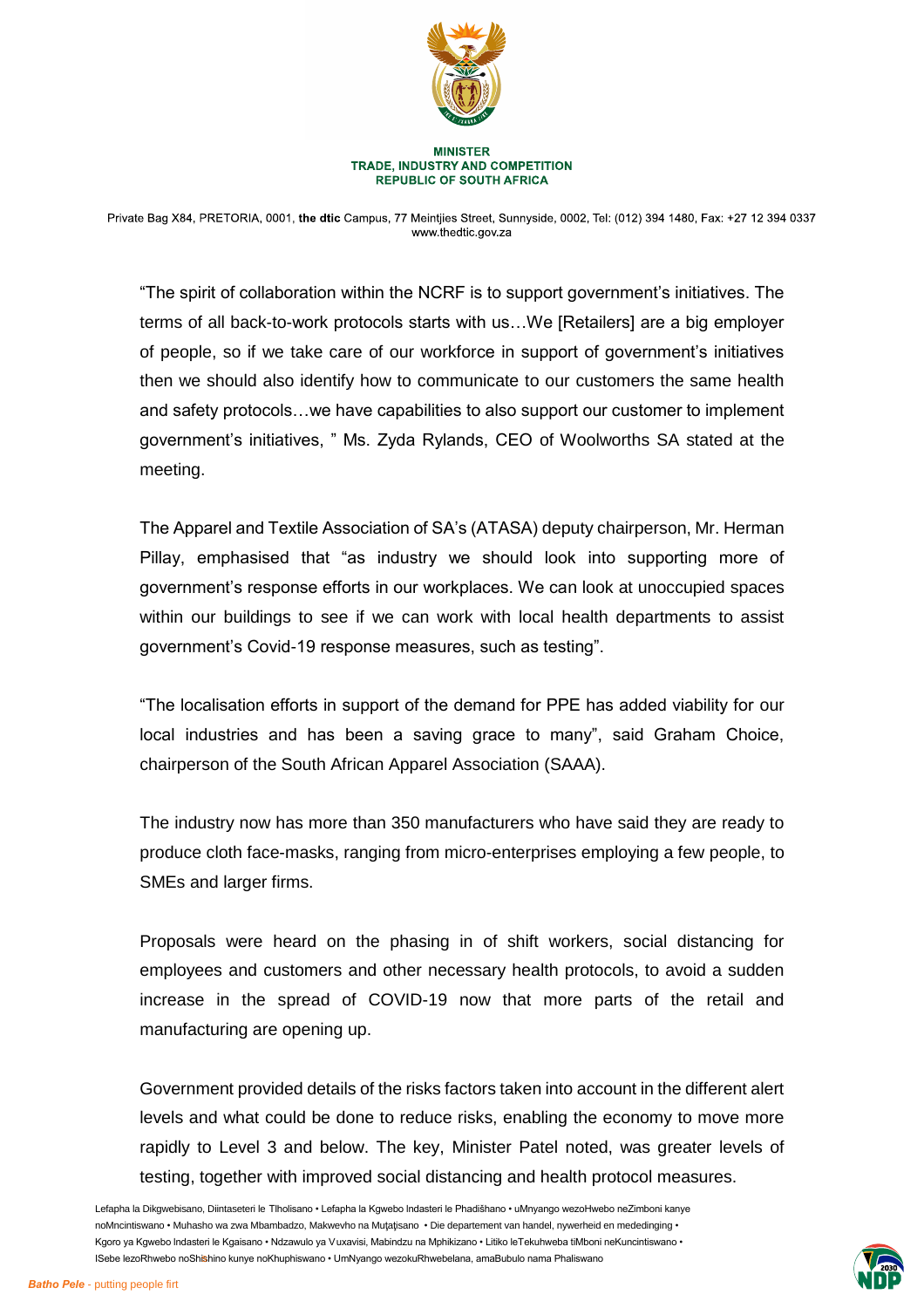"The spirit of collaboration within the NCRF is to support government's initiatives. The terms of all back-to-work protocols starts with us…We [Retailers] are a big employer of people, so if we take care of our workforce in support of government's initiatives then we should also identify how to communicate to our customers the same health and safety protocols…we have capabilities to also support our customer to implement government's initiatives, " Ms. Zyda Rylands, CEO of Woolworths SA stated at the meeting.

The Apparel and Textile Association of SA's (ATASA) deputy chairperson, Mr. Herman Pillay, emphasised that "as industry we should look into supporting more of government's response efforts in our workplaces. We can look at unoccupied spaces within our buildings to see if we can work with local health departments to assist government's Covid-19 response measures, such as testing".

"The localisation efforts in support of the demand for PPE has added viability for our local industries and has been a saving grace to many", said Graham Choice, chairperson of the South African Apparel Association (SAAA).

The industry now has more than 350 manufacturers who have said they are ready to produce cloth face-masks, ranging from micro-enterprises employing a few people, to SMEs and larger firms.

Proposals were heard on the phasing in of shift workers, social distancing for employees and customers and other necessary health protocols, to avoid a sudden increase in the spread of COVID-19 now that more parts of the retail and manufacturing are opening up.

Government provided details of the risks factors taken into account in the different alert levels and what could be done to reduce risks, enabling the economy to move more rapidly to Level 3 and below. The key, Minister Patel noted, was greater levels of testing, together with improved social distancing and health protocol measures.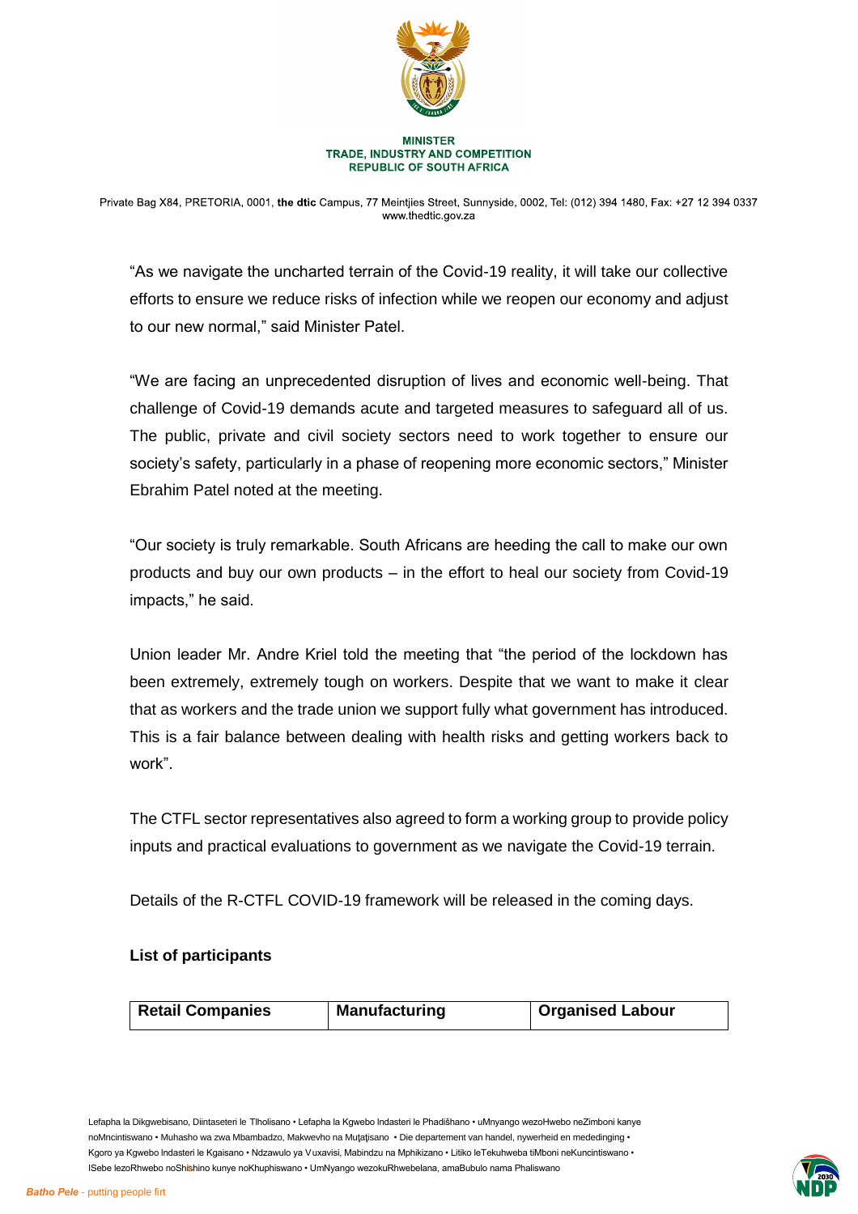"As we navigate the uncharted terrain of the Covid-19 reality, it will take our collective efforts to ensure we reduce risks of infection while we reopen our economy and adjust to our new normal," said Minister Patel.

"We are facing an unprecedented disruption of lives and economic well-being. That challenge of Covid-19 demands acute and targeted measures to safeguard all of us. The public, private and civil society sectors need to work together to ensure our society's safety, particularly in a phase of reopening more economic sectors," Minister Ebrahim Patel noted at the meeting.

"Our society is truly remarkable. South Africans are heeding the call to make our own products and buy our own products – in the effort to heal our society from Covid-19 impacts," he said.

Union leader Mr. Andre Kriel told the meeting that "the period of the lockdown has been extremely, extremely tough on workers. Despite that we want to make it clear that as workers and the trade union we support fully what government has introduced. This is a fair balance between dealing with health risks and getting workers back to work".

The CTFL sector representatives also agreed to form a working group to provide policy inputs and practical evaluations to government as we navigate the Covid-19 terrain.

Details of the R-CTFL COVID-19 framework will be released in the coming days.

**List of participants**

| **Retail Companies** | **Manufacturing** | **Organised Labour** |
|---|---|---|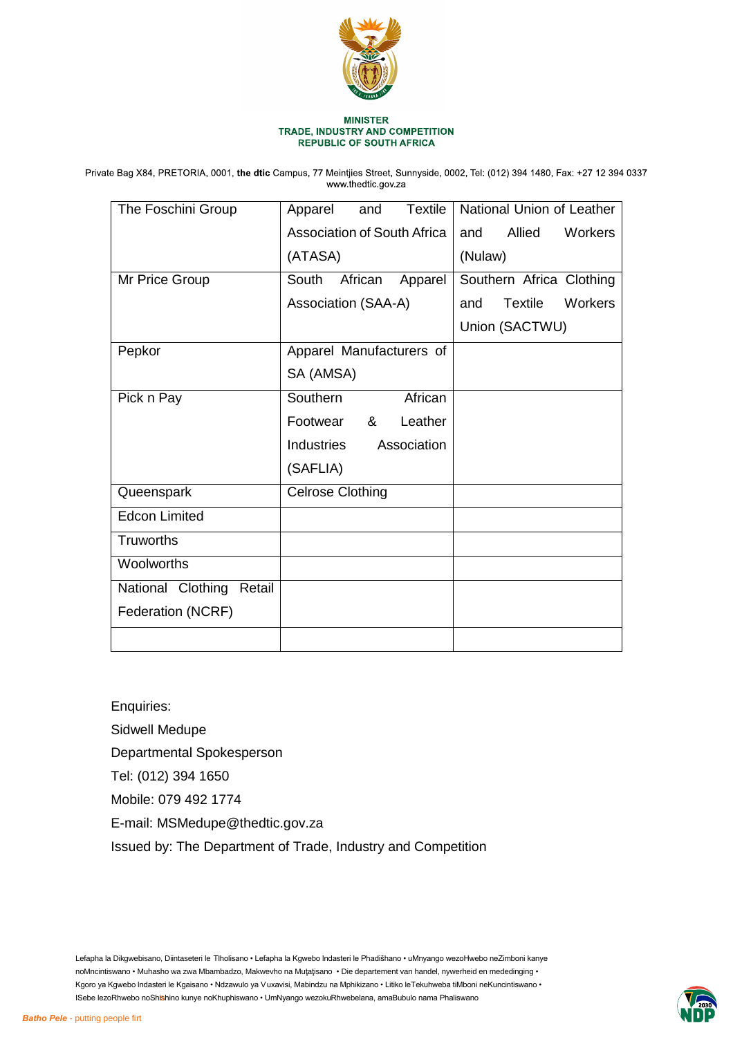**MINISTER**
**TRADE, INDUSTRY AND COMPETITION**
**REPUBLIC OF SOUTH AFRICA**

Private Bag X84, PRETORIA, 0001, **the dtic** Campus, 77 Meintjies Street, Sunnyside, 0002, Tel: (012) 394 1480, Fax: +27 12 394 0337
www.thedtic.gov.za

| | | |
|---|---|---|
| The Foschini Group | Apparel and Textile Association of South Africa (ATASA) | National Union of Leather and Allied Workers (Nulaw) |
| Mr Price Group | South African Apparel Association (SAA-A) | Southern Africa Clothing and Textile Workers Union (SACTWU) |
| Pepkor | Apparel Manufacturers of SA (AMSA) | |
| Pick n Pay | Southern African Footwear & Leather Industries Association (SAFLIA) | |
| Queenspark | Celrose Clothing | |
| Edcon Limited | | |
| Truworths | | |
| Woolworths | | |
| National Clothing Retail Federation (NCRF) | | |
| | | |

Enquiries:

Sidwell Medupe

Departmental Spokesperson

Tel: (012) 394 1650

Mobile: 079 492 1774

E-mail: MSMedupe@thedtic.gov.za

Issued by: The Department of Trade, Industry and Competition

Lefapha la Dikgwebisano, Diintaseteri le Tlholisano • Lefapha la Kgwebo Indasteri le Phadišhano • uMnyango wezoHwebo neZimboni kanye noMncintiswano • Muhasho wa zwa Mbambadzo, Makwevho na Muṱaṱisano • Die departement van handel, nywerheid en mededinging • Kgoro ya Kgwebo Indasteri le Kgaisano • Ndzawulo ya Vuxavisi, Mabindzu na Mphikizano • Litiko leTekuhweba tiMboni neKuncintiswano • ISebe lezoRhwebo noShishino kunye noKhuphiswano • UmNyango wezokuRhwebelana, amaBubulo nama Phaliswano

*Batho Pele - putting people first*